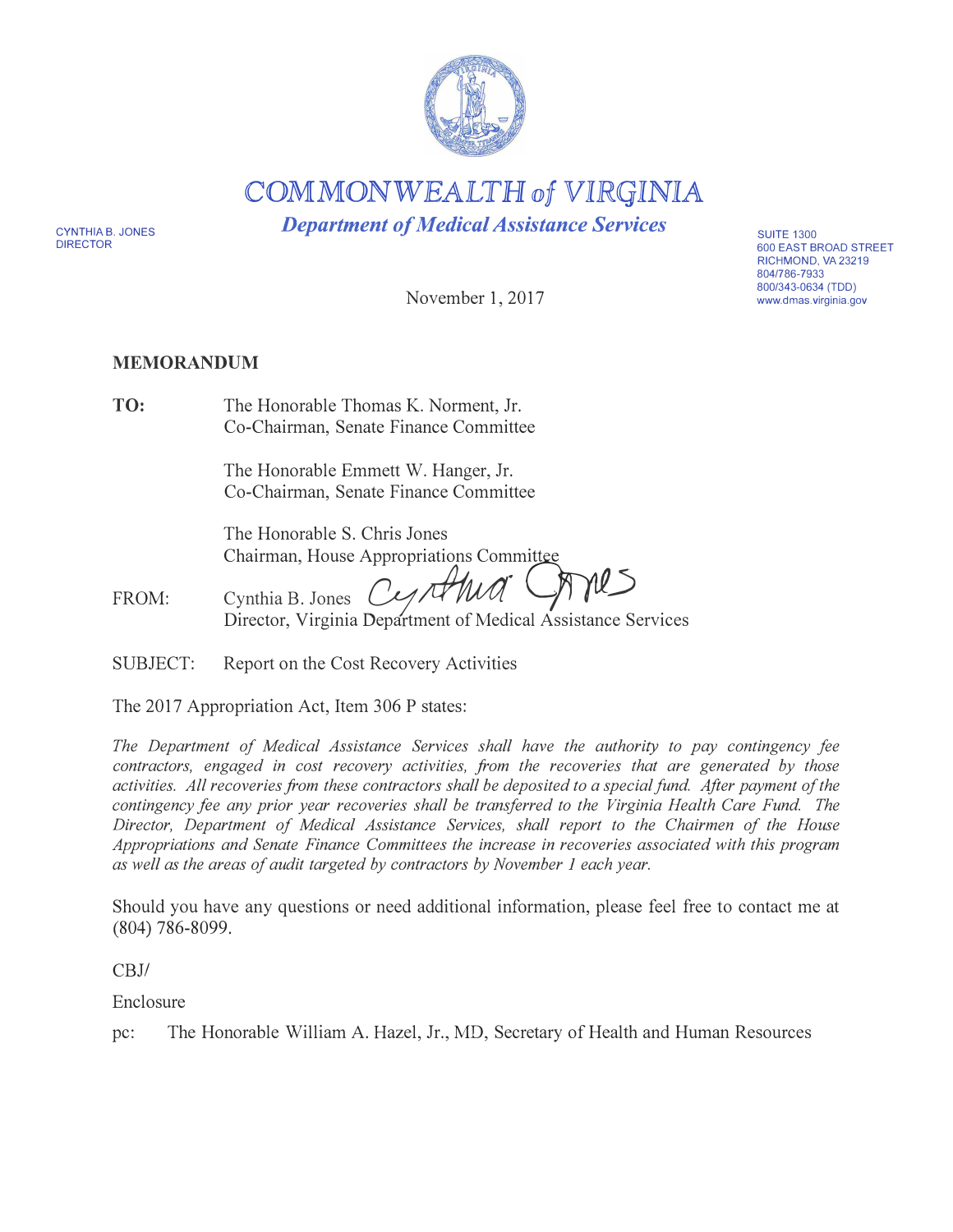# COMMONWEALTH of VIRGINIA

## *Department of Medical Assistance Services*

CYNTHIA B. JONES
DIRECTOR

SUITE 1300
600 EAST BROAD STREET
RICHMOND, VA 23219
804/786-7933
800/343-0634 (TDD)
www.dmas.virginia.gov

November 1, 2017

**MEMORANDUM**

**TO:** The Honorable Thomas K. Norment, Jr.
Co-Chairman, Senate Finance Committee

The Honorable Emmett W. Hanger, Jr.
Co-Chairman, Senate Finance Committee

The Honorable S. Chris Jones
Chairman, House Appropriations Committee

FROM: Cynthia B. Jones
Director, Virginia Department of Medical Assistance Services

SUBJECT: Report on the Cost Recovery Activities

The 2017 Appropriation Act, Item 306 P states:

*The Department of Medical Assistance Services shall have the authority to pay contingency fee contractors, engaged in cost recovery activities, from the recoveries that are generated by those activities. All recoveries from these contractors shall be deposited to a special fund. After payment of the contingency fee any prior year recoveries shall be transferred to the Virginia Health Care Fund. The Director, Department of Medical Assistance Services, shall report to the Chairmen of the House Appropriations and Senate Finance Committees the increase in recoveries associated with this program as well as the areas of audit targeted by contractors by November 1 each year.*

Should you have any questions or need additional information, please feel free to contact me at (804) 786-8099.

CBJ/

Enclosure

pc: The Honorable William A. Hazel, Jr., MD, Secretary of Health and Human Resources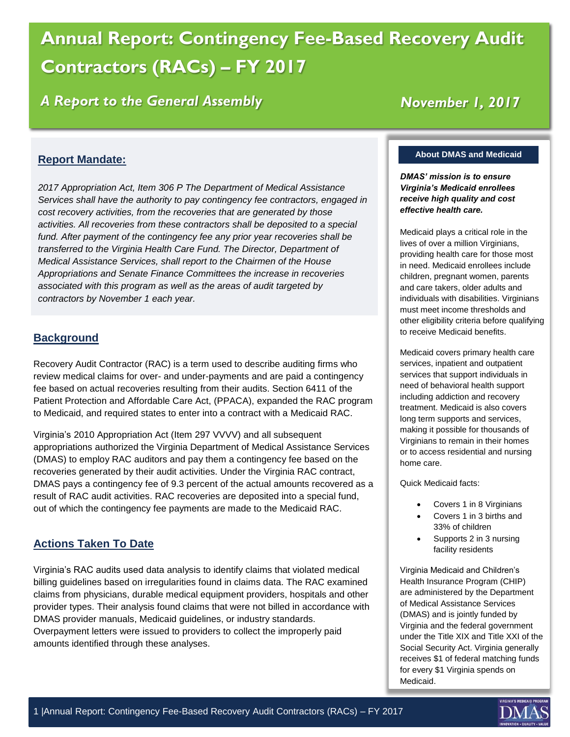# Annual Report: Contingency Fee-Based Recovery Audit Contractors (RACs) – FY 2017

## *A Report to the General Assembly*

## *November 1, 2017*

### Report Mandate:

*2017 Appropriation Act, Item 306 P The Department of Medical Assistance Services shall have the authority to pay contingency fee contractors, engaged in cost recovery activities, from the recoveries that are generated by those activities. All recoveries from these contractors shall be deposited to a special fund. After payment of the contingency fee any prior year recoveries shall be transferred to the Virginia Health Care Fund. The Director, Department of Medical Assistance Services, shall report to the Chairmen of the House Appropriations and Senate Finance Committees the increase in recoveries associated with this program as well as the areas of audit targeted by contractors by November 1 each year.*

### Background

Recovery Audit Contractor (RAC) is a term used to describe auditing firms who review medical claims for over- and under-payments and are paid a contingency fee based on actual recoveries resulting from their audits. Section 6411 of the Patient Protection and Affordable Care Act, (PPACA), expanded the RAC program to Medicaid, and required states to enter into a contract with a Medicaid RAC.

Virginia's 2010 Appropriation Act (Item 297 VVVV) and all subsequent appropriations authorized the Virginia Department of Medical Assistance Services (DMAS) to employ RAC auditors and pay them a contingency fee based on the recoveries generated by their audit activities. Under the Virginia RAC contract, DMAS pays a contingency fee of 9.3 percent of the actual amounts recovered as a result of RAC audit activities. RAC recoveries are deposited into a special fund, out of which the contingency fee payments are made to the Medicaid RAC.

### Actions Taken To Date

Virginia's RAC audits used data analysis to identify claims that violated medical billing guidelines based on irregularities found in claims data. The RAC examined claims from physicians, durable medical equipment providers, hospitals and other provider types. Their analysis found claims that were not billed in accordance with DMAS provider manuals, Medicaid guidelines, or industry standards. Overpayment letters were issued to providers to collect the improperly paid amounts identified through these analyses.

#### About DMAS and Medicaid

***DMAS' mission is to ensure Virginia's Medicaid enrollees receive high quality and cost effective health care.***

Medicaid plays a critical role in the lives of over a million Virginians, providing health care for those most in need. Medicaid enrollees include children, pregnant women, parents and care takers, older adults and individuals with disabilities. Virginians must meet income thresholds and other eligibility criteria before qualifying to receive Medicaid benefits.

Medicaid covers primary health care services, inpatient and outpatient services that support individuals in need of behavioral health support including addiction and recovery treatment. Medicaid is also covers long term supports and services, making it possible for thousands of Virginians to remain in their homes or to access residential and nursing home care.

Quick Medicaid facts:

- Covers 1 in 8 Virginians
- Covers 1 in 3 births and 33% of children
- Supports 2 in 3 nursing facility residents

Virginia Medicaid and Children's Health Insurance Program (CHIP) are administered by the Department of Medical Assistance Services (DMAS) and is jointly funded by Virginia and the federal government under the Title XIX and Title XXI of the Social Security Act. Virginia generally receives $1 of federal matching funds for every $1 Virginia spends on Medicaid.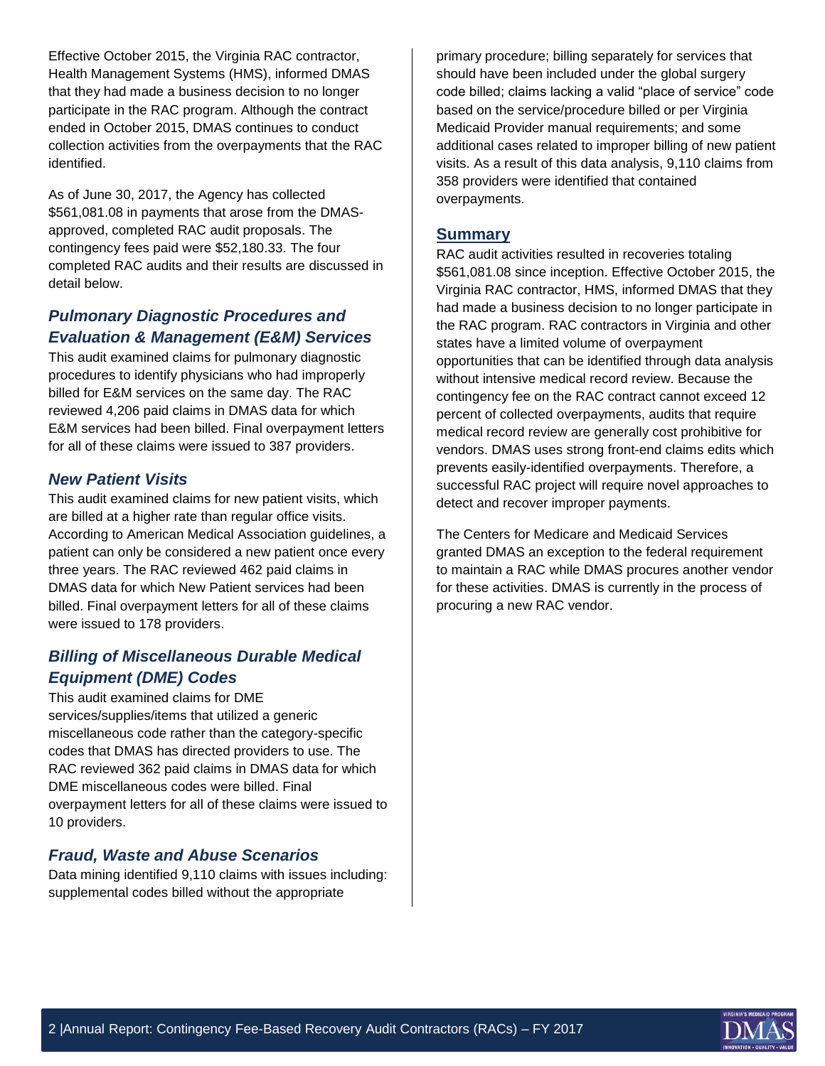Effective October 2015, the Virginia RAC contractor, Health Management Systems (HMS), informed DMAS that they had made a business decision to no longer participate in the RAC program. Although the contract ended in October 2015, DMAS continues to conduct collection activities from the overpayments that the RAC identified.

As of June 30, 2017, the Agency has collected $561,081.08 in payments that arose from the DMAS-approved, completed RAC audit proposals. The contingency fees paid were $52,180.33. The four completed RAC audits and their results are discussed in detail below.

### *Pulmonary Diagnostic Procedures and Evaluation & Management (E&M) Services*

This audit examined claims for pulmonary diagnostic procedures to identify physicians who had improperly billed for E&M services on the same day. The RAC reviewed 4,206 paid claims in DMAS data for which E&M services had been billed. Final overpayment letters for all of these claims were issued to 387 providers.

### *New Patient Visits*

This audit examined claims for new patient visits, which are billed at a higher rate than regular office visits. According to American Medical Association guidelines, a patient can only be considered a new patient once every three years. The RAC reviewed 462 paid claims in DMAS data for which New Patient services had been billed. Final overpayment letters for all of these claims were issued to 178 providers.

### *Billing of Miscellaneous Durable Medical Equipment (DME) Codes*

This audit examined claims for DME services/supplies/items that utilized a generic miscellaneous code rather than the category-specific codes that DMAS has directed providers to use. The RAC reviewed 362 paid claims in DMAS data for which DME miscellaneous codes were billed. Final overpayment letters for all of these claims were issued to 10 providers.

### *Fraud, Waste and Abuse Scenarios*

Data mining identified 9,110 claims with issues including: supplemental codes billed without the appropriate primary procedure; billing separately for services that should have been included under the global surgery code billed; claims lacking a valid "place of service" code based on the service/procedure billed or per Virginia Medicaid Provider manual requirements; and some additional cases related to improper billing of new patient visits. As a result of this data analysis, 9,110 claims from 358 providers were identified that contained overpayments.

## Summary

RAC audit activities resulted in recoveries totaling $561,081.08 since inception. Effective October 2015, the Virginia RAC contractor, HMS, informed DMAS that they had made a business decision to no longer participate in the RAC program. RAC contractors in Virginia and other states have a limited volume of overpayment opportunities that can be identified through data analysis without intensive medical record review. Because the contingency fee on the RAC contract cannot exceed 12 percent of collected overpayments, audits that require medical record review are generally cost prohibitive for vendors. DMAS uses strong front-end claims edits which prevents easily-identified overpayments. Therefore, a successful RAC project will require novel approaches to detect and recover improper payments.

The Centers for Medicare and Medicaid Services granted DMAS an exception to the federal requirement to maintain a RAC while DMAS procures another vendor for these activities. DMAS is currently in the process of procuring a new RAC vendor.